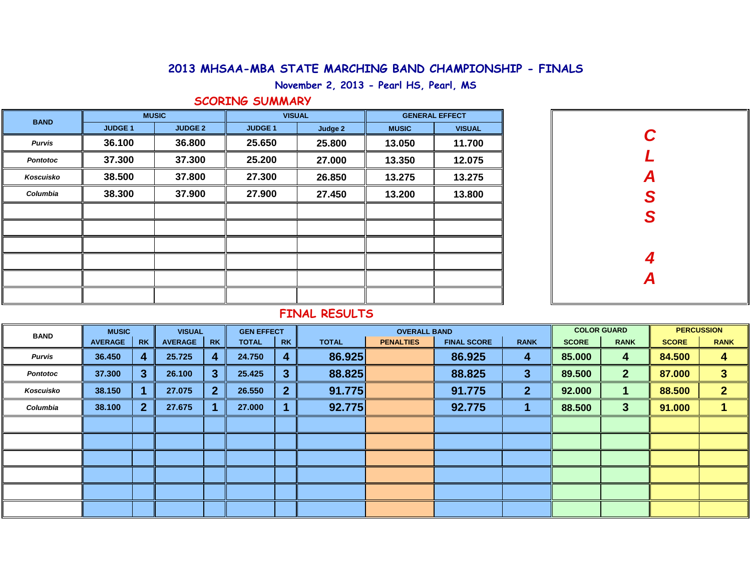# 2013 MHSAA-MBA STATE MARCHING BAND CHAMPIONSHIP - FINALS

November 2, 2013 - Pearl HS, Pearl, MS

## SCORING SUMMARY

**CLASS 4A**

| BAND | MUSIC | | VISUAL | | GENERAL EFFECT | |
|---|---|---|---|---|---|---|
| | JUDGE 1 | JUDGE 2 | JUDGE 1 | Judge 2 | MUSIC | VISUAL |
| *Purvis* | 36.100 | 36.800 | 25.650 | 25.800 | 13.050 | 11.700 |
| *Pontotoc* | 37.300 | 37.300 | 25.200 | 27.000 | 13.350 | 12.075 |
| *Koscuisko* | 38.500 | 37.800 | 27.300 | 26.850 | 13.275 | 13.275 |
| *Columbia* | 38.300 | 37.900 | 27.900 | 27.450 | 13.200 | 13.800 |

## FINAL RESULTS

| BAND | MUSIC | | VISUAL | | GEN EFFECT | | OVERALL BAND | | | | COLOR GUARD | | PERCUSSION | |
|---|---|---|---|---|---|---|---|---|---|---|---|---|---|---|
| | AVERAGE | RK | AVERAGE | RK | TOTAL | RK | TOTAL | PENALTIES | FINAL SCORE | RANK | SCORE | RANK | SCORE | RANK |
| *Purvis* | 36.450 | 4 | 25.725 | 4 | 24.750 | 4 | 86.925 | | 86.925 | 4 | 85.000 | 4 | 84.500 | 4 |
| *Pontotoc* | 37.300 | 3 | 26.100 | 3 | 25.425 | 3 | 88.825 | | 88.825 | 3 | 89.500 | 2 | 87.000 | 3 |
| *Koscuisko* | 38.150 | 1 | 27.075 | 2 | 26.550 | 2 | 91.775 | | 91.775 | 2 | 92.000 | 1 | 88.500 | 2 |
| *Columbia* | 38.100 | 2 | 27.675 | 1 | 27.000 | 1 | 92.775 | | 92.775 | 1 | 88.500 | 3 | 91.000 | 1 |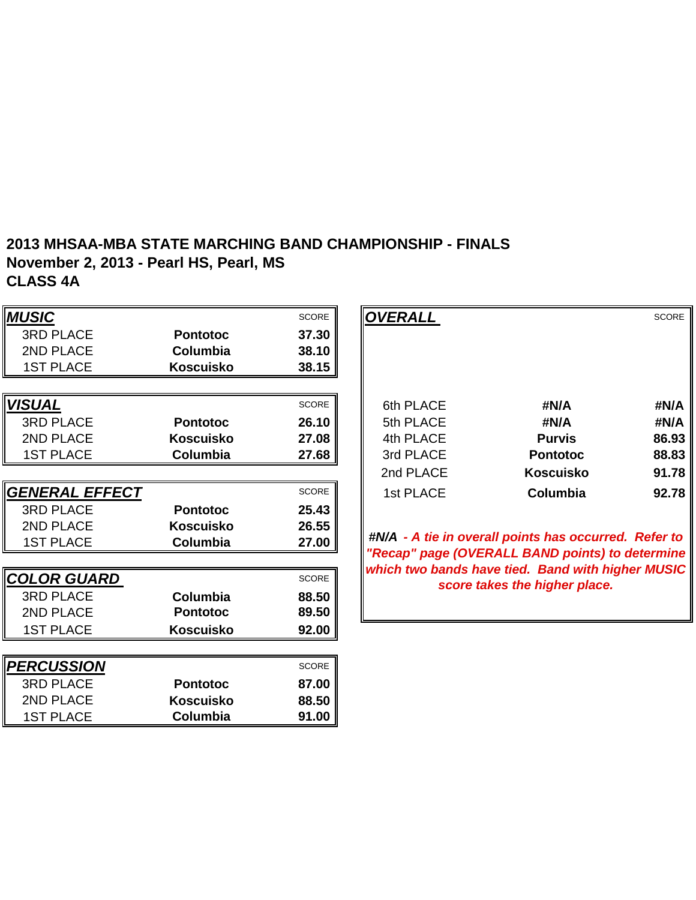**2013 MHSAA-MBA STATE MARCHING BAND CHAMPIONSHIP - FINALS**
**November 2, 2013 - Pearl HS, Pearl, MS**
**CLASS 4A**

| ***MUSIC*** | | SCORE |
|---|---|---|
| 3RD PLACE | **Pontotoc** | **37.30** |
| 2ND PLACE | **Columbia** | **38.10** |
| 1ST PLACE | **Koscuisko** | **38.15** |

| ***VISUAL*** | | SCORE |
|---|---|---|
| 3RD PLACE | **Pontotoc** | **26.10** |
| 2ND PLACE | **Koscuisko** | **27.08** |
| 1ST PLACE | **Columbia** | **27.68** |

| ***GENERAL EFFECT*** | | SCORE |
|---|---|---|
| 3RD PLACE | **Pontotoc** | **25.43** |
| 2ND PLACE | **Koscuisko** | **26.55** |
| 1ST PLACE | **Columbia** | **27.00** |

| ***COLOR GUARD*** | | SCORE |
|---|---|---|
| 3RD PLACE | **Columbia** | **88.50** |
| 2ND PLACE | **Pontotoc** | **89.50** |
| 1ST PLACE | **Koscuisko** | **92.00** |

| ***PERCUSSION*** | | SCORE |
|---|---|---|
| 3RD PLACE | **Pontotoc** | **87.00** |
| 2ND PLACE | **Koscuisko** | **88.50** |
| 1ST PLACE | **Columbia** | **91.00** |

| ***OVERALL*** | | SCORE |
|---|---|---|
| 6th PLACE | **#N/A** | **#N/A** |
| 5th PLACE | **#N/A** | **#N/A** |
| 4th PLACE | **Purvis** | **86.93** |
| 3rd PLACE | **Pontotoc** | **88.83** |
| 2nd PLACE | **Koscuisko** | **91.78** |
| 1st PLACE | **Columbia** | **92.78** |

***#N/A** - A tie in overall points has occurred. Refer to "Recap" page (OVERALL BAND points) to determine which two bands have tied. Band with higher MUSIC score takes the higher place.*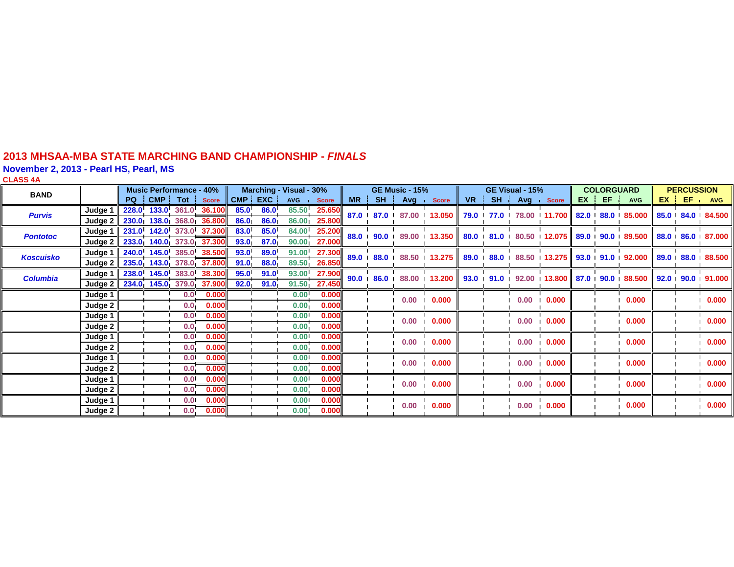# 2013 MHSAA-MBA STATE MARCHING BAND CHAMPIONSHIP - *FINALS*

## November 2, 2013 - Pearl HS, Pearl, MS

**CLASS 4A**

| BAND | | Music Performance - 40% | | | | Marching - Visual - 30% | | | | GE Music - 15% | | | | GE Visual - 15% | | | | COLORGUARD | | | PERCUSSION | | |
|---|---|---|---|---|---|---|---|---|---|---|---|---|---|---|---|---|---|---|---|---|---|---|---|
| | | PQ | CMP | Tot | Score | CMP | EXC | AVG | Score | MR | SH | Avg | Score | VR | SH | Avg | Score | EX | EF | AVG | EX | EF | AVG |
| *Purvis* | Judge 1 | 228.0 | 133.0 | 361.0 | 36.100 | 85.0 | 86.0 | 85.50 | 25.650 | 87.0 | 87.0 | 87.00 | 13.050 | 79.0 | 77.0 | 78.00 | 11.700 | 82.0 | 88.0 | 85.000 | 85.0 | 84.0 | 84.500 |
| | Judge 2 | 230.0 | 138.0 | 368.0 | 36.800 | 86.0 | 86.0 | 86.00 | 25.800 | | | | | | | | | | | | | | |
| *Pontotoc* | Judge 1 | 231.0 | 142.0 | 373.0 | 37.300 | 83.0 | 85.0 | 84.00 | 25.200 | 88.0 | 90.0 | 89.00 | 13.350 | 80.0 | 81.0 | 80.50 | 12.075 | 89.0 | 90.0 | 89.500 | 88.0 | 86.0 | 87.000 |
| | Judge 2 | 233.0 | 140.0 | 373.0 | 37.300 | 93.0 | 87.0 | 90.00 | 27.000 | | | | | | | | | | | | | | |
| *Koscuisko* | Judge 1 | 240.0 | 145.0 | 385.0 | 38.500 | 93.0 | 89.0 | 91.00 | 27.300 | 89.0 | 88.0 | 88.50 | 13.275 | 89.0 | 88.0 | 88.50 | 13.275 | 93.0 | 91.0 | 92.000 | 89.0 | 88.0 | 88.500 |
| | Judge 2 | 235.0 | 143.0 | 378.0 | 37.800 | 91.0 | 88.0 | 89.50 | 26.850 | | | | | | | | | | | | | | |
| *Columbia* | Judge 1 | 238.0 | 145.0 | 383.0 | 38.300 | 95.0 | 91.0 | 93.00 | 27.900 | 90.0 | 86.0 | 88.00 | 13.200 | 93.0 | 91.0 | 92.00 | 13.800 | 87.0 | 90.0 | 88.500 | 92.0 | 90.0 | 91.000 |
| | Judge 2 | 234.0 | 145.0 | 379.0 | 37.900 | 92.0 | 91.0 | 91.50 | 27.450 | | | | | | | | | | | | | | |
| | Judge 1 | | | 0.0 | 0.000 | | | 0.00 | 0.000 | | | 0.00 | 0.000 | | | 0.00 | 0.000 | | | 0.000 | | | 0.000 |
| | Judge 2 | | | 0.0 | 0.000 | | | 0.00 | 0.000 | | | | | | | | | | | | | | |
| | Judge 1 | | | 0.0 | 0.000 | | | 0.00 | 0.000 | | | 0.00 | 0.000 | | | 0.00 | 0.000 | | | 0.000 | | | 0.000 |
| | Judge 2 | | | 0.0 | 0.000 | | | 0.00 | 0.000 | | | | | | | | | | | | | | |
| | Judge 1 | | | 0.0 | 0.000 | | | 0.00 | 0.000 | | | 0.00 | 0.000 | | | 0.00 | 0.000 | | | 0.000 | | | 0.000 |
| | Judge 2 | | | 0.0 | 0.000 | | | 0.00 | 0.000 | | | | | | | | | | | | | | |
| | Judge 1 | | | 0.0 | 0.000 | | | 0.00 | 0.000 | | | 0.00 | 0.000 | | | 0.00 | 0.000 | | | 0.000 | | | 0.000 |
| | Judge 2 | | | 0.0 | 0.000 | | | 0.00 | 0.000 | | | | | | | | | | | | | | |
| | Judge 1 | | | 0.0 | 0.000 | | | 0.00 | 0.000 | | | 0.00 | 0.000 | | | 0.00 | 0.000 | | | 0.000 | | | 0.000 |
| | Judge 2 | | | 0.0 | 0.000 | | | 0.00 | 0.000 | | | | | | | | | | | | | | |
| | Judge 1 | | | 0.0 | 0.000 | | | 0.00 | 0.000 | | | 0.00 | 0.000 | | | 0.00 | 0.000 | | | 0.000 | | | 0.000 |
| | Judge 2 | | | 0.0 | 0.000 | | | 0.00 | 0.000 | | | | | | | | | | | | | | |